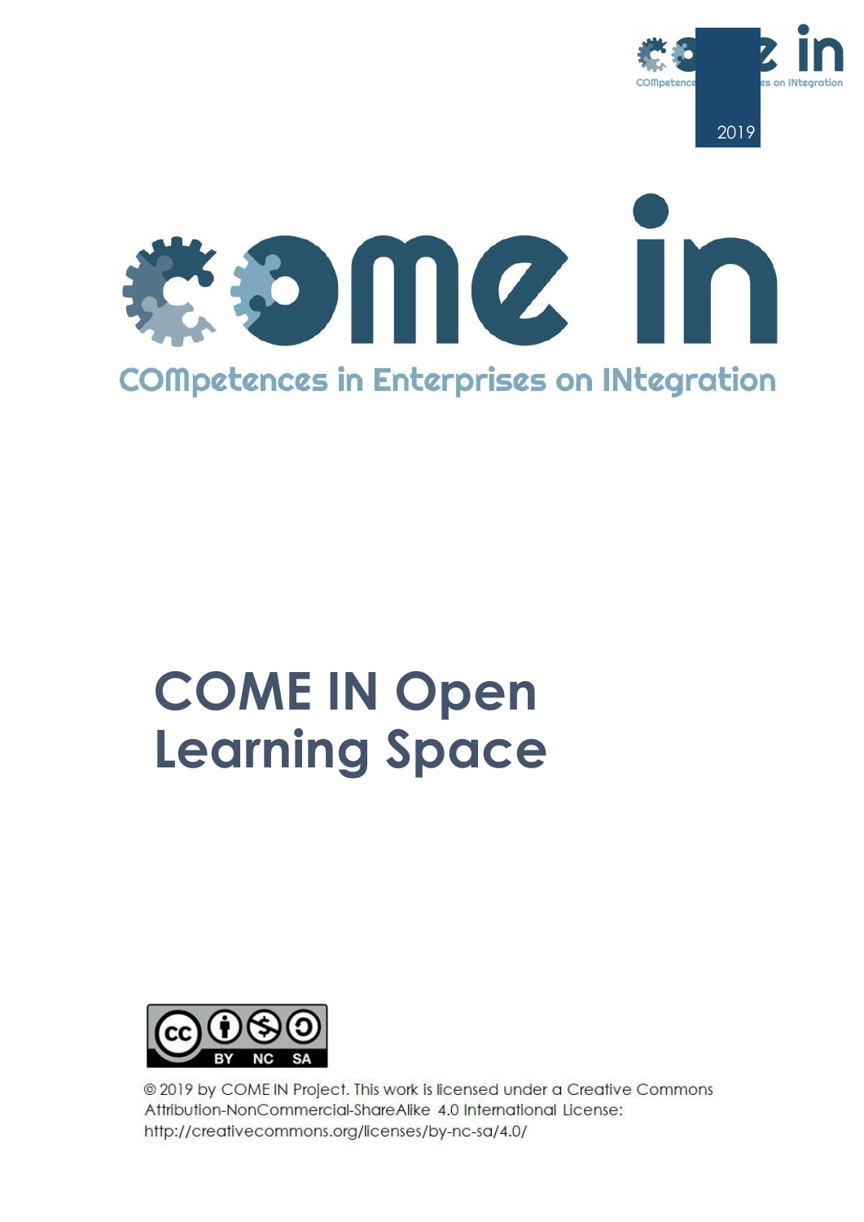2019

COMPetences in Enterprises on INtegration

# COME IN Open Learning Space

© 2019 by COME IN Project. This work is licensed under a Creative Commons Attribution-NonCommercial-ShareAlike 4.0 International License: http://creativecommons.org/licenses/by-nc-sa/4.0/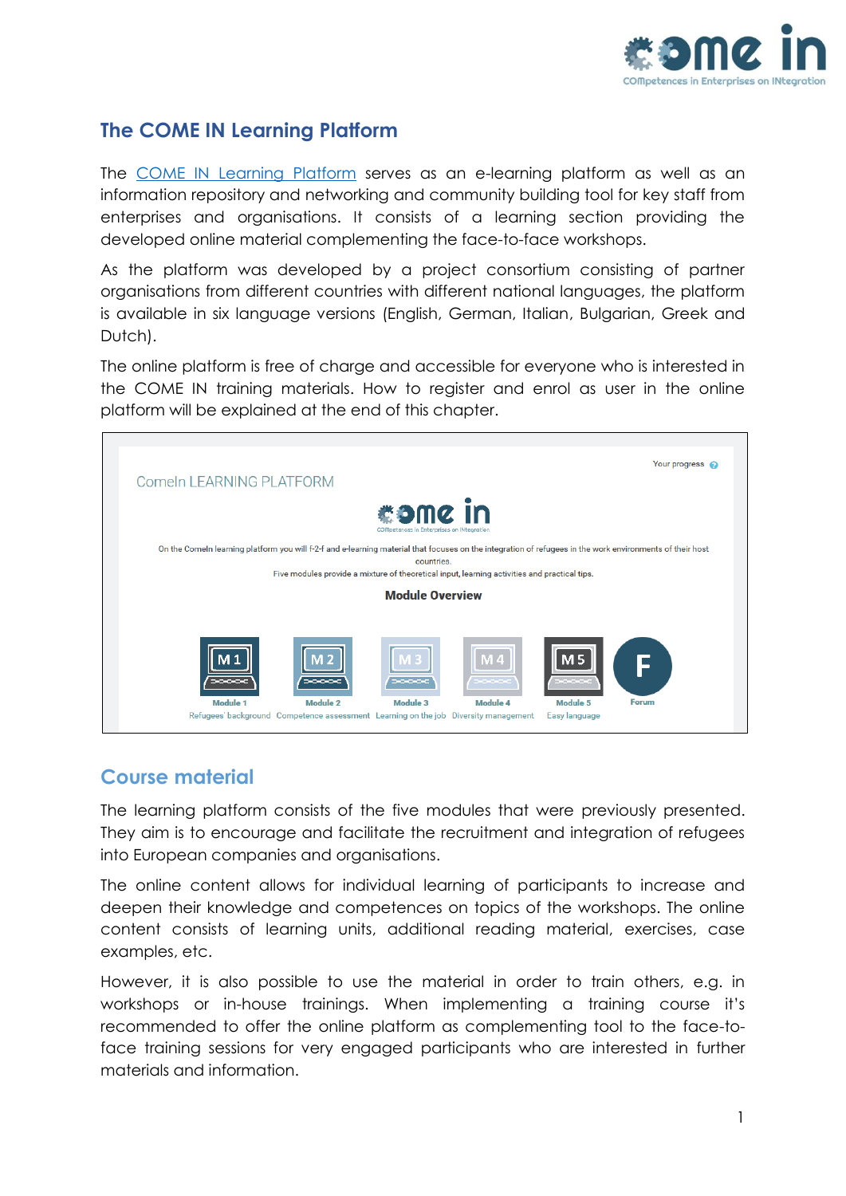## The COME IN Learning Platform

The COME IN Learning Platform serves as an e-learning platform as well as an information repository and networking and community building tool for key staff from enterprises and organisations. It consists of a learning section providing the developed online material complementing the face-to-face workshops.

As the platform was developed by a project consortium consisting of partner organisations from different countries with different national languages, the platform is available in six language versions (English, German, Italian, Bulgarian, Greek and Dutch).

The online platform is free of charge and accessible for everyone who is interested in the COME IN training materials. How to register and enrol as user in the online platform will be explained at the end of this chapter.

## Course material

The learning platform consists of the five modules that were previously presented. They aim is to encourage and facilitate the recruitment and integration of refugees into European companies and organisations.

The online content allows for individual learning of participants to increase and deepen their knowledge and competences on topics of the workshops. The online content consists of learning units, additional reading material, exercises, case examples, etc.

However, it is also possible to use the material in order to train others, e.g. in workshops or in-house trainings. When implementing a training course it's recommended to offer the online platform as complementing tool to the face-to-face training sessions for very engaged participants who are interested in further materials and information.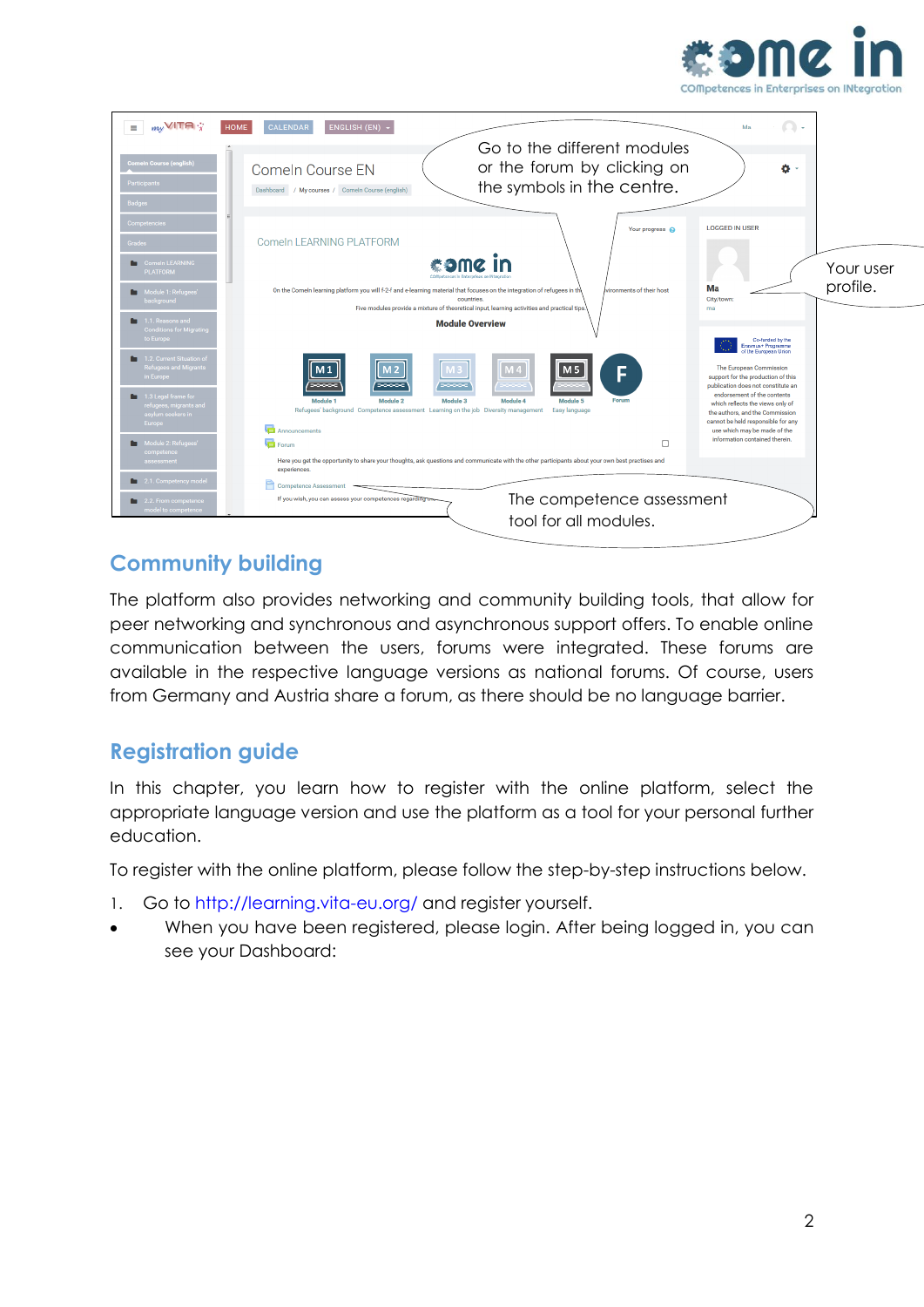## Community building

The platform also provides networking and community building tools, that allow for peer networking and synchronous and asynchronous support offers. To enable online communication between the users, forums were integrated. These forums are available in the respective language versions as national forums. Of course, users from Germany and Austria share a forum, as there should be no language barrier.

## Registration guide

In this chapter, you learn how to register with the online platform, select the appropriate language version and use the platform as a tool for your personal further education.

To register with the online platform, please follow the step-by-step instructions below.

1. Go to http://learning.vita-eu.org/ and register yourself.

- When you have been registered, please login. After being logged in, you can see your Dashboard: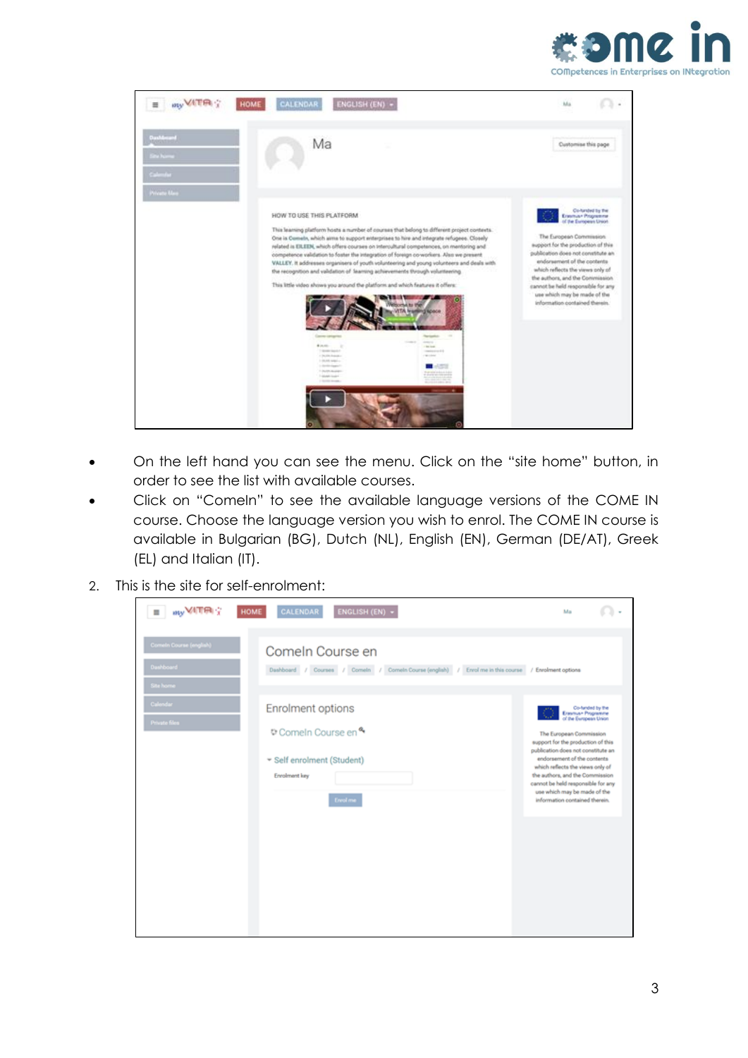- On the left hand you can see the menu. Click on the "site home" button, in order to see the list with available courses.
- Click on "ComeIn" to see the available language versions of the COME IN course. Choose the language version you wish to enrol. The COME IN course is available in Bulgarian (BG), Dutch (NL), English (EN), German (DE/AT), Greek (EL) and Italian (IT).

2. This is the site for self-enrolment: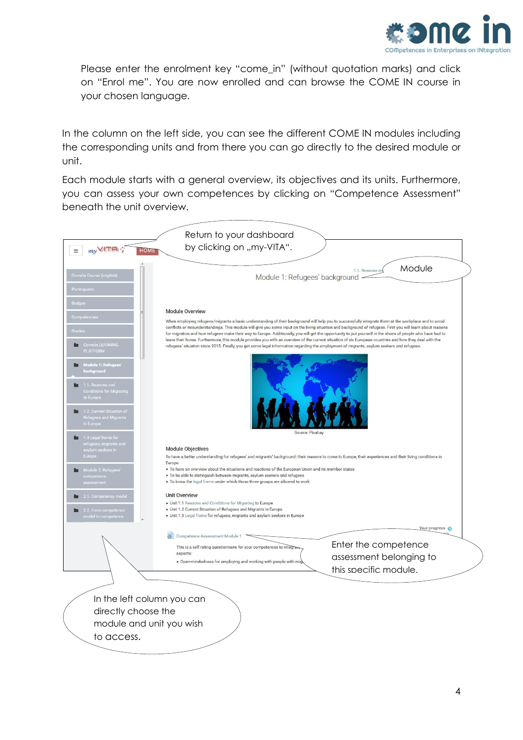Please enter the enrolment key "come_in" (without quotation marks) and click on "Enrol me". You are now enrolled and can browse the COME IN course in your chosen language.

In the column on the left side, you can see the different COME IN modules including the corresponding units and from there you can go directly to the desired module or unit.

Each module starts with a general overview, its objectives and its units. Furthermore, you can assess your own competences by clicking on "Competence Assessment" beneath the unit overview.

Return to your dashboard by clicking on „my-VITA".

Module

Enter the competence assessment belonging to this specific module.

In the left column you can directly choose the module and unit you wish to access.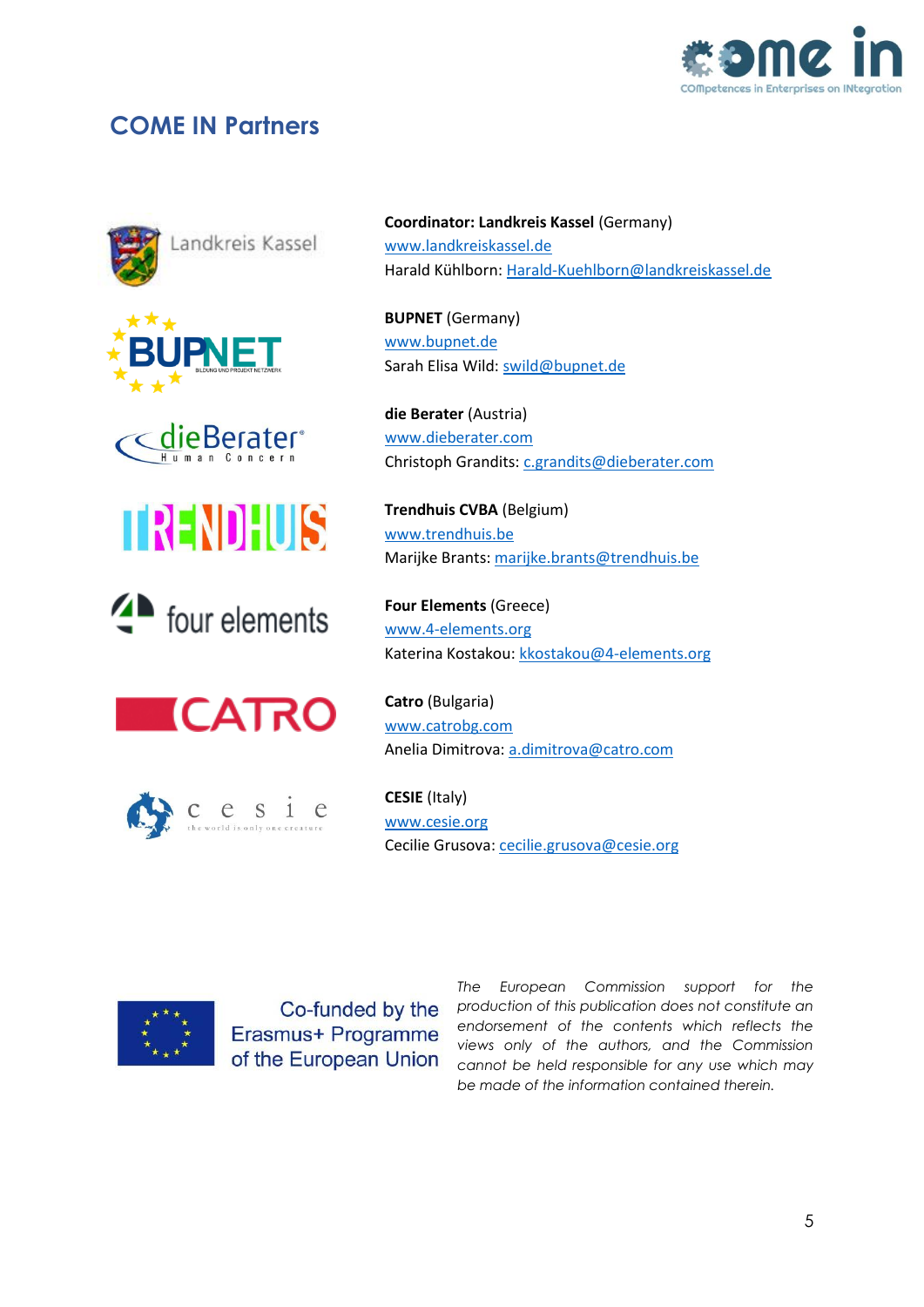## COME IN Partners

**Coordinator: Landkreis Kassel** (Germany)
www.landkreiskassel.de
Harald Kühlborn: Harald-Kuehlborn@landkreiskassel.de

**BUPNET** (Germany)
www.bupnet.de
Sarah Elisa Wild: swild@bupnet.de

**die Berater** (Austria)
www.dieberater.com
Christoph Grandits: c.grandits@dieberater.com

**Trendhuis CVBA** (Belgium)
www.trendhuis.be
Marijke Brants: marijke.brants@trendhuis.be

**Four Elements** (Greece)
www.4-elements.org
Katerina Kostakou: kkostakou@4-elements.org

**Catro** (Bulgaria)
www.catrobg.com
Anelia Dimitrova: a.dimitrova@catro.com

**CESIE** (Italy)
www.cesie.org
Cecilie Grusova: cecilie.grusova@cesie.org

Co-funded by the Erasmus+ Programme of the European Union

*The European Commission support for the production of this publication does not constitute an endorsement of the contents which reflects the views only of the authors, and the Commission cannot be held responsible for any use which may be made of the information contained therein.*